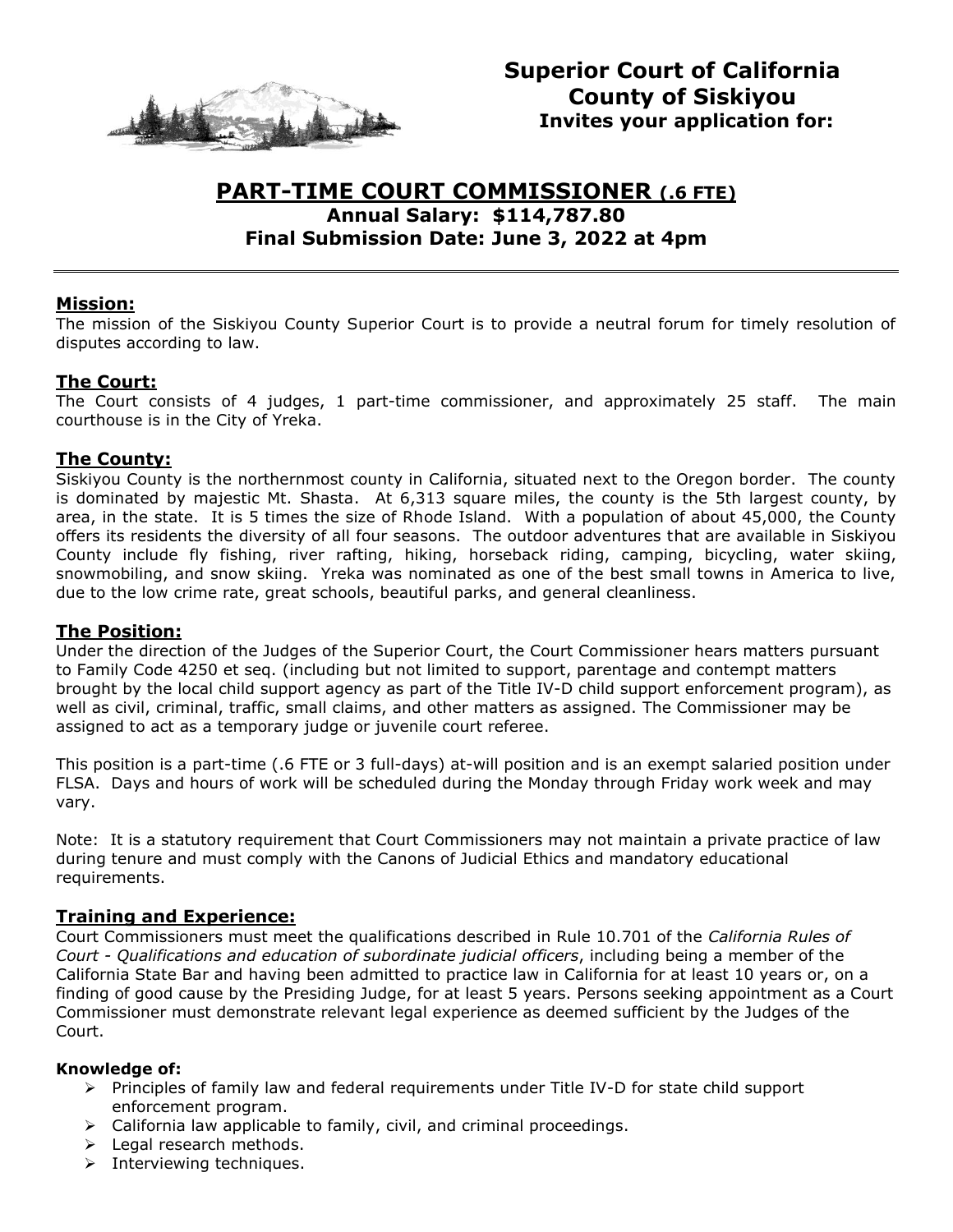# Superior Court of California
## County of Siskiyou
**Invites your application for:**

# PART-TIME COURT COMMISSIONER (.6 FTE)

**Annual Salary: $114,787.80**

**Final Submission Date: June 3, 2022 at 4pm**

---

## Mission:

The mission of the Siskiyou County Superior Court is to provide a neutral forum for timely resolution of disputes according to law.

## The Court:

The Court consists of 4 judges, 1 part-time commissioner, and approximately 25 staff. The main courthouse is in the City of Yreka.

## The County:

Siskiyou County is the northernmost county in California, situated next to the Oregon border. The county is dominated by majestic Mt. Shasta. At 6,313 square miles, the county is the 5th largest county, by area, in the state. It is 5 times the size of Rhode Island. With a population of about 45,000, the County offers its residents the diversity of all four seasons. The outdoor adventures that are available in Siskiyou County include fly fishing, river rafting, hiking, horseback riding, camping, bicycling, water skiing, snowmobiling, and snow skiing. Yreka was nominated as one of the best small towns in America to live, due to the low crime rate, great schools, beautiful parks, and general cleanliness.

## The Position:

Under the direction of the Judges of the Superior Court, the Court Commissioner hears matters pursuant to Family Code 4250 et seq. (including but not limited to support, parentage and contempt matters brought by the local child support agency as part of the Title IV-D child support enforcement program), as well as civil, criminal, traffic, small claims, and other matters as assigned. The Commissioner may be assigned to act as a temporary judge or juvenile court referee.

This position is a part-time (.6 FTE or 3 full-days) at-will position and is an exempt salaried position under FLSA. Days and hours of work will be scheduled during the Monday through Friday work week and may vary.

Note: It is a statutory requirement that Court Commissioners may not maintain a private practice of law during tenure and must comply with the Canons of Judicial Ethics and mandatory educational requirements.

## Training and Experience:

Court Commissioners must meet the qualifications described in Rule 10.701 of the *California Rules of Court - Qualifications and education of subordinate judicial officers*, including being a member of the California State Bar and having been admitted to practice law in California for at least 10 years or, on a finding of good cause by the Presiding Judge, for at least 5 years. Persons seeking appointment as a Court Commissioner must demonstrate relevant legal experience as deemed sufficient by the Judges of the Court.

**Knowledge of:**

- Principles of family law and federal requirements under Title IV-D for state child support enforcement program.
- California law applicable to family, civil, and criminal proceedings.
- Legal research methods.
- Interviewing techniques.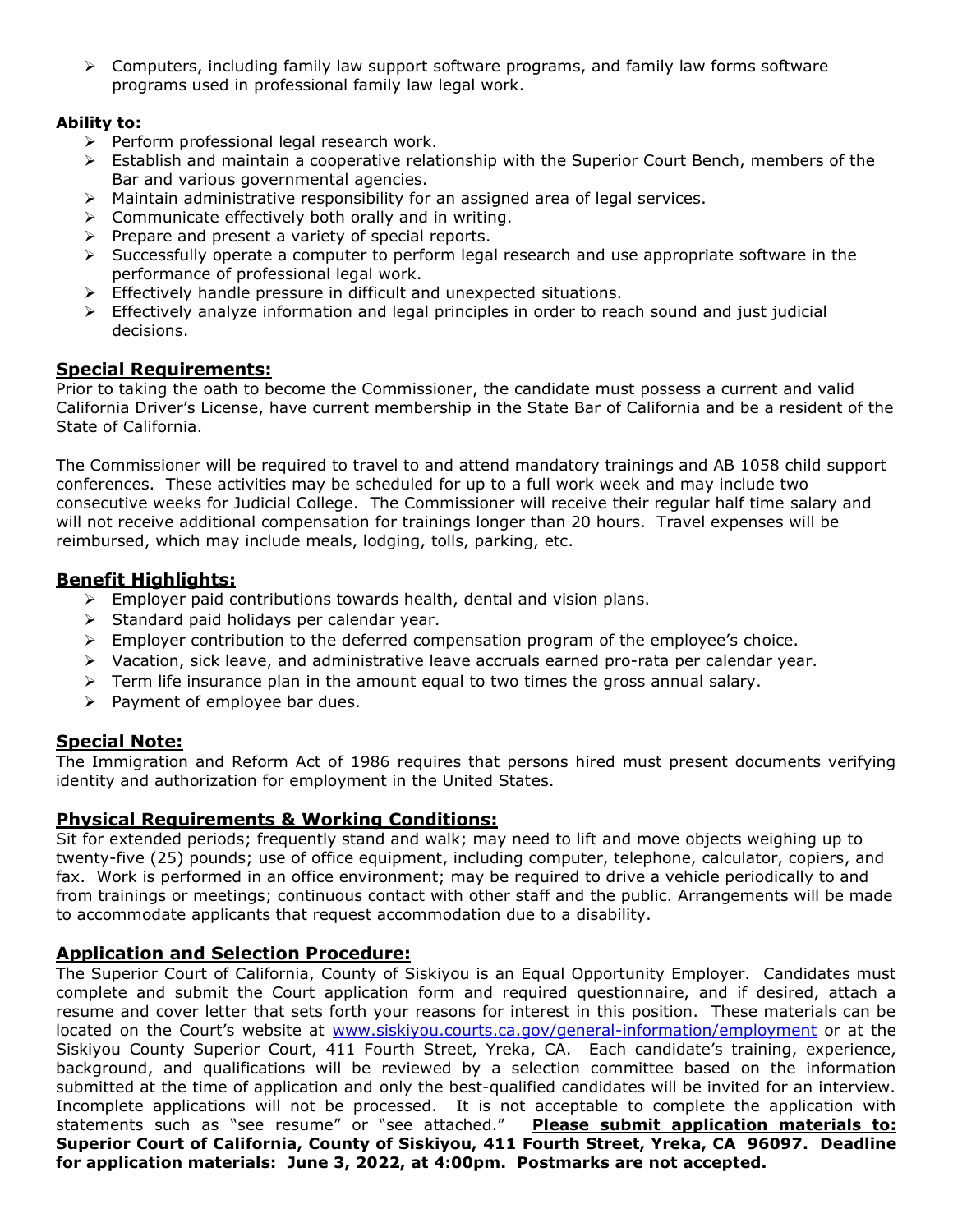- Computers, including family law support software programs, and family law forms software programs used in professional family law legal work.

**Ability to:**

- Perform professional legal research work.
- Establish and maintain a cooperative relationship with the Superior Court Bench, members of the Bar and various governmental agencies.
- Maintain administrative responsibility for an assigned area of legal services.
- Communicate effectively both orally and in writing.
- Prepare and present a variety of special reports.
- Successfully operate a computer to perform legal research and use appropriate software in the performance of professional legal work.
- Effectively handle pressure in difficult and unexpected situations.
- Effectively analyze information and legal principles in order to reach sound and just judicial decisions.

## Special Requirements:

Prior to taking the oath to become the Commissioner, the candidate must possess a current and valid California Driver's License, have current membership in the State Bar of California and be a resident of the State of California.

The Commissioner will be required to travel to and attend mandatory trainings and AB 1058 child support conferences. These activities may be scheduled for up to a full work week and may include two consecutive weeks for Judicial College. The Commissioner will receive their regular half time salary and will not receive additional compensation for trainings longer than 20 hours. Travel expenses will be reimbursed, which may include meals, lodging, tolls, parking, etc.

## Benefit Highlights:

- Employer paid contributions towards health, dental and vision plans.
- Standard paid holidays per calendar year.
- Employer contribution to the deferred compensation program of the employee's choice.
- Vacation, sick leave, and administrative leave accruals earned pro-rata per calendar year.
- Term life insurance plan in the amount equal to two times the gross annual salary.
- Payment of employee bar dues.

## Special Note:

The Immigration and Reform Act of 1986 requires that persons hired must present documents verifying identity and authorization for employment in the United States.

## Physical Requirements & Working Conditions:

Sit for extended periods; frequently stand and walk; may need to lift and move objects weighing up to twenty-five (25) pounds; use of office equipment, including computer, telephone, calculator, copiers, and fax. Work is performed in an office environment; may be required to drive a vehicle periodically to and from trainings or meetings; continuous contact with other staff and the public. Arrangements will be made to accommodate applicants that request accommodation due to a disability.

## Application and Selection Procedure:

The Superior Court of California, County of Siskiyou is an Equal Opportunity Employer. Candidates must complete and submit the Court application form and required questionnaire, and if desired, attach a resume and cover letter that sets forth your reasons for interest in this position. These materials can be located on the Court's website at www.siskiyou.courts.ca.gov/general-information/employment or at the Siskiyou County Superior Court, 411 Fourth Street, Yreka, CA. Each candidate's training, experience, background, and qualifications will be reviewed by a selection committee based on the information submitted at the time of application and only the best-qualified candidates will be invited for an interview. Incomplete applications will not be processed. It is not acceptable to complete the application with statements such as "see resume" or "see attached." **Please submit application materials to: Superior Court of California, County of Siskiyou, 411 Fourth Street, Yreka, CA 96097. Deadline for application materials: June 3, 2022, at 4:00pm. Postmarks are not accepted.**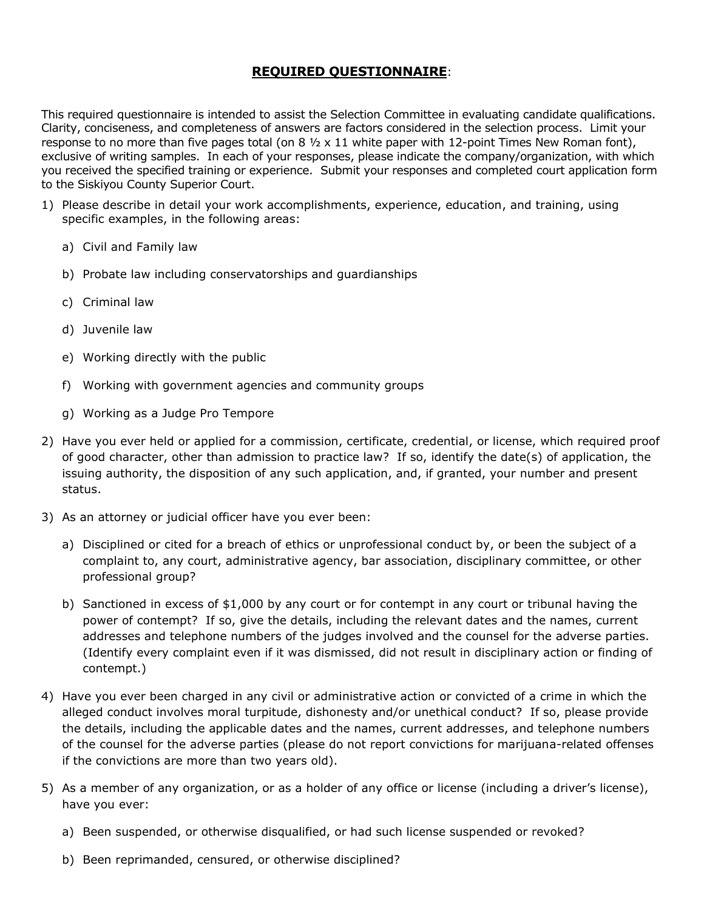## **REQUIRED QUESTIONNAIRE**:

This required questionnaire is intended to assist the Selection Committee in evaluating candidate qualifications. Clarity, conciseness, and completeness of answers are factors considered in the selection process. Limit your response to no more than five pages total (on 8 ½ x 11 white paper with 12-point Times New Roman font), exclusive of writing samples. In each of your responses, please indicate the company/organization, with which you received the specified training or experience. Submit your responses and completed court application form to the Siskiyou County Superior Court.

1) Please describe in detail your work accomplishments, experience, education, and training, using specific examples, in the following areas:

   a) Civil and Family law

   b) Probate law including conservatorships and guardianships

   c) Criminal law

   d) Juvenile law

   e) Working directly with the public

   f) Working with government agencies and community groups

   g) Working as a Judge Pro Tempore

2) Have you ever held or applied for a commission, certificate, credential, or license, which required proof of good character, other than admission to practice law? If so, identify the date(s) of application, the issuing authority, the disposition of any such application, and, if granted, your number and present status.

3) As an attorney or judicial officer have you ever been:

   a) Disciplined or cited for a breach of ethics or unprofessional conduct by, or been the subject of a complaint to, any court, administrative agency, bar association, disciplinary committee, or other professional group?

   b) Sanctioned in excess of $1,000 by any court or for contempt in any court or tribunal having the power of contempt? If so, give the details, including the relevant dates and the names, current addresses and telephone numbers of the judges involved and the counsel for the adverse parties. (Identify every complaint even if it was dismissed, did not result in disciplinary action or finding of contempt.)

4) Have you ever been charged in any civil or administrative action or convicted of a crime in which the alleged conduct involves moral turpitude, dishonesty and/or unethical conduct? If so, please provide the details, including the applicable dates and the names, current addresses, and telephone numbers of the counsel for the adverse parties (please do not report convictions for marijuana-related offenses if the convictions are more than two years old).

5) As a member of any organization, or as a holder of any office or license (including a driver's license), have you ever:

   a) Been suspended, or otherwise disqualified, or had such license suspended or revoked?

   b) Been reprimanded, censured, or otherwise disciplined?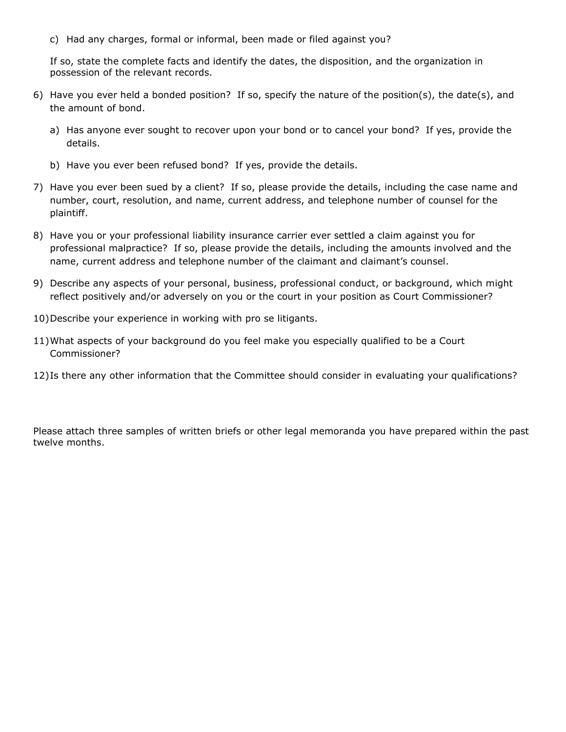c) Had any charges, formal or informal, been made or filed against you?

   If so, state the complete facts and identify the dates, the disposition, and the organization in possession of the relevant records.

6) Have you ever held a bonded position? If so, specify the nature of the position(s), the date(s), and the amount of bond.

   a) Has anyone ever sought to recover upon your bond or to cancel your bond? If yes, provide the details.

   b) Have you ever been refused bond? If yes, provide the details.

7) Have you ever been sued by a client? If so, please provide the details, including the case name and number, court, resolution, and name, current address, and telephone number of counsel for the plaintiff.

8) Have you or your professional liability insurance carrier ever settled a claim against you for professional malpractice? If so, please provide the details, including the amounts involved and the name, current address and telephone number of the claimant and claimant's counsel.

9) Describe any aspects of your personal, business, professional conduct, or background, which might reflect positively and/or adversely on you or the court in your position as Court Commissioner?

10) Describe your experience in working with pro se litigants.

11) What aspects of your background do you feel make you especially qualified to be a Court Commissioner?

12) Is there any other information that the Committee should consider in evaluating your qualifications?

Please attach three samples of written briefs or other legal memoranda you have prepared within the past twelve months.